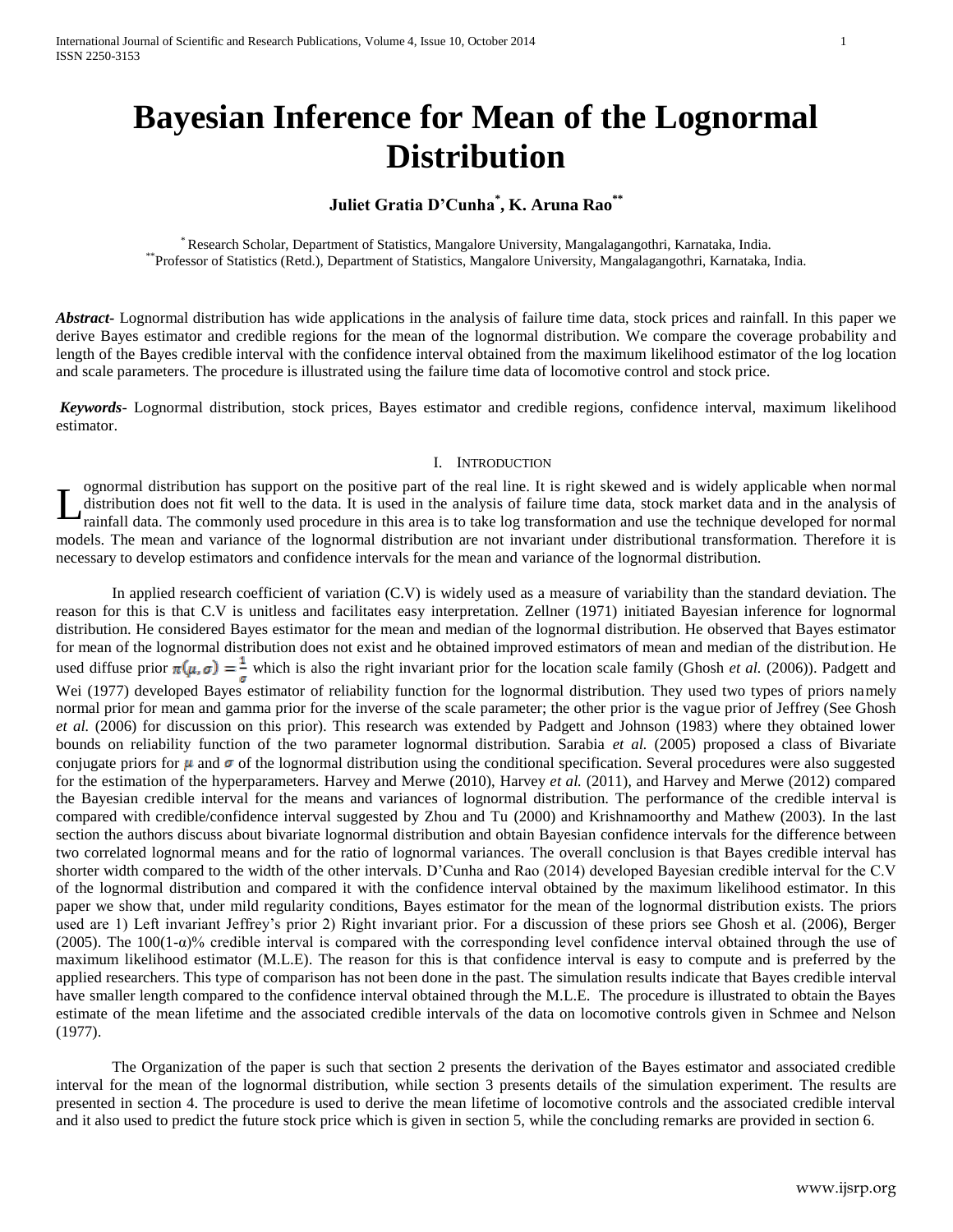# Bayesian Inference for Mean of the Lognormal Distribution

**Juliet Gratia D'Cunha[*], K. Aruna Rao[**]**

[*] Research Scholar, Department of Statistics, Mangalore University, Mangalagangothri, Karnataka, India.
[**] Professor of Statistics (Retd.), Department of Statistics, Mangalore University, Mangalagangothri, Karnataka, India.

***Abstract***- Lognormal distribution has wide applications in the analysis of failure time data, stock prices and rainfall. In this paper we derive Bayes estimator and credible regions for the mean of the lognormal distribution. We compare the coverage probability and length of the Bayes credible interval with the confidence interval obtained from the maximum likelihood estimator of the log location and scale parameters. The procedure is illustrated using the failure time data of locomotive control and stock price.

***Keywords***- Lognormal distribution, stock prices, Bayes estimator and credible regions, confidence interval, maximum likelihood estimator.

## I. Introduction

Lognormal distribution has support on the positive part of the real line. It is right skewed and is widely applicable when normal distribution does not fit well to the data. It is used in the analysis of failure time data, stock market data and in the analysis of rainfall data. The commonly used procedure in this area is to take log transformation and use the technique developed for normal models. The mean and variance of the lognormal distribution are not invariant under distributional transformation. Therefore it is necessary to develop estimators and confidence intervals for the mean and variance of the lognormal distribution.

In applied research coefficient of variation (C.V) is widely used as a measure of variability than the standard deviation. The reason for this is that C.V is unitless and facilitates easy interpretation. Zellner (1971) initiated Bayesian inference for lognormal distribution. He considered Bayes estimator for the mean and median of the lognormal distribution. He observed that Bayes estimator for mean of the lognormal distribution does not exist and he obtained improved estimators of mean and median of the distribution. He used diffuse prior $\pi(\mu, \sigma) = \frac{1}{\sigma}$ which is also the right invariant prior for the location scale family (Ghosh *et al.* (2006)). Padgett and Wei (1977) developed Bayes estimator of reliability function for the lognormal distribution. They used two types of priors namely normal prior for mean and gamma prior for the inverse of the scale parameter; the other prior is the vague prior of Jeffrey (See Ghosh *et al.* (2006) for discussion on this prior). This research was extended by Padgett and Johnson (1983) where they obtained lower bounds on reliability function of the two parameter lognormal distribution. Sarabia *et al.* (2005) proposed a class of Bivariate conjugate priors for $\mu$ and $\sigma$ of the lognormal distribution using the conditional specification. Several procedures were also suggested for the estimation of the hyperparameters. Harvey and Merwe (2010), Harvey *et al.* (2011), and Harvey and Merwe (2012) compared the Bayesian credible interval for the means and variances of lognormal distribution. The performance of the credible interval is compared with credible/confidence interval suggested by Zhou and Tu (2000) and Krishnamoorthy and Mathew (2003). In the last section the authors discuss about bivariate lognormal distribution and obtain Bayesian confidence intervals for the difference between two correlated lognormal means and for the ratio of lognormal variances. The overall conclusion is that Bayes credible interval has shorter width compared to the width of the other intervals. D'Cunha and Rao (2014) developed Bayesian credible interval for the C.V of the lognormal distribution and compared it with the confidence interval obtained by the maximum likelihood estimator. In this paper we show that, under mild regularity conditions, Bayes estimator for the mean of the lognormal distribution exists. The priors used are 1) Left invariant Jeffrey's prior 2) Right invariant prior. For a discussion of these priors see Ghosh et al. (2006), Berger (2005). The 100(1-α)% credible interval is compared with the corresponding level confidence interval obtained through the use of maximum likelihood estimator (M.L.E). The reason for this is that confidence interval is easy to compute and is preferred by the applied researchers. This type of comparison has not been done in the past. The simulation results indicate that Bayes credible interval have smaller length compared to the confidence interval obtained through the M.L.E. The procedure is illustrated to obtain the Bayes estimate of the mean lifetime and the associated credible intervals of the data on locomotive controls given in Schmee and Nelson (1977).

The Organization of the paper is such that section 2 presents the derivation of the Bayes estimator and associated credible interval for the mean of the lognormal distribution, while section 3 presents details of the simulation experiment. The results are presented in section 4. The procedure is used to derive the mean lifetime of locomotive controls and the associated credible interval and it also used to predict the future stock price which is given in section 5, while the concluding remarks are provided in section 6.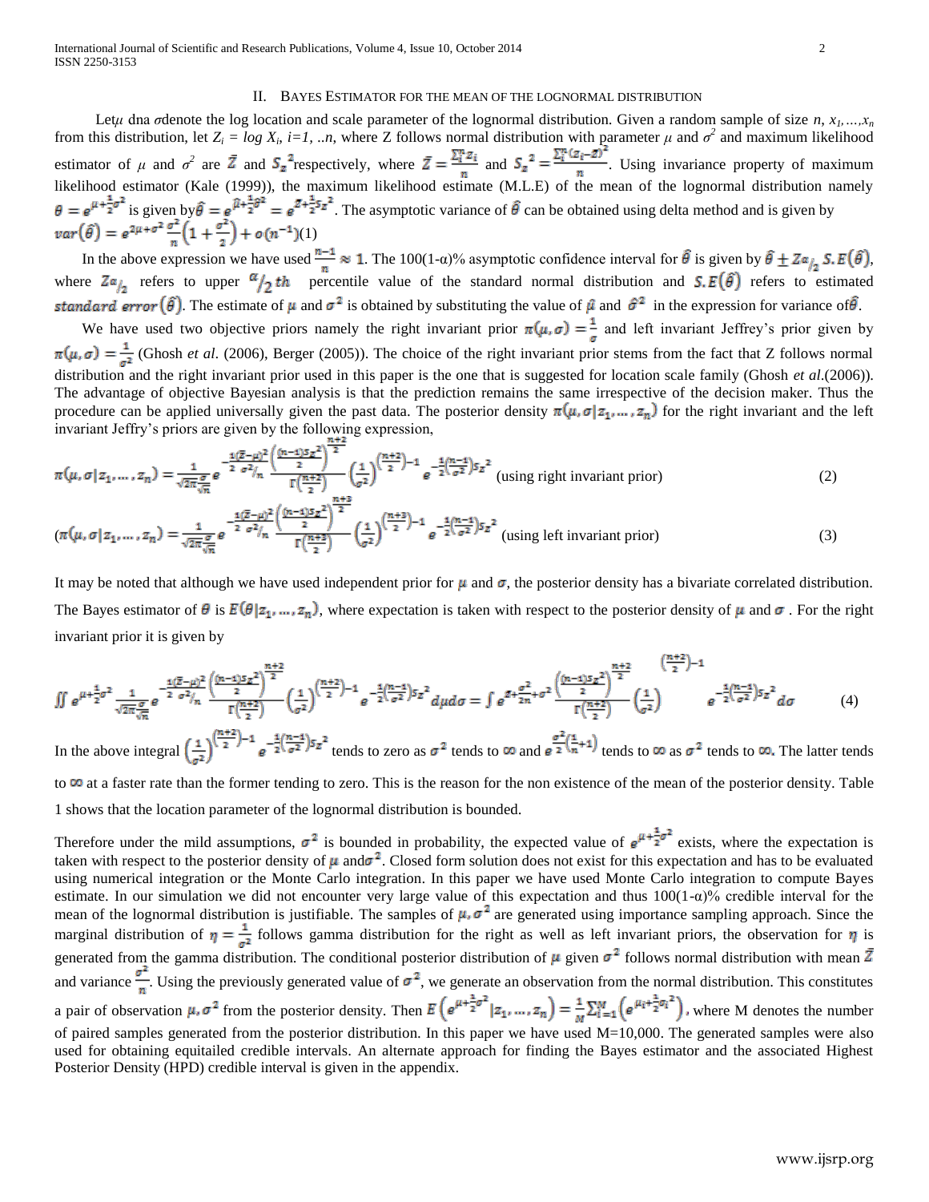## II. Bayes Estimator for the Mean of the Lognormal Distribution

Let$\mu$ dna $\sigma$denote the log location and scale parameter of the lognormal distribution. Given a random sample of size $n$, $x_1,\ldots,x_n$ from this distribution, let $Z_i = \log X_i$, $i=1, ..n$, where Z follows normal distribution with parameter $\mu$ and $\sigma^2$ and maximum likelihood estimator of $\mu$ and $\sigma^2$ are $\bar{Z}$ and $S_z{}^2$respectively, where $\bar{Z} = \frac{\sum_1^n z_i}{n}$ and $S_z{}^2 = \frac{\sum_1^n (z_i - \bar{z})^2}{n}$. Using invariance property of maximum likelihood estimator (Kale (1999)), the maximum likelihood estimate (M.L.E) of the mean of the lognormal distribution namely $\theta = e^{\mu + \frac{1}{2}\sigma^2}$ is given by$\hat{\theta} = e^{\hat{\mu} + \frac{1}{2}\hat{\sigma}^2} = e^{\bar{z} + \frac{1}{2}S_z{}^2}$. The asymptotic variance of $\hat{\theta}$ can be obtained using delta method and is given by
$var(\hat{\theta}) = e^{2\mu + \sigma^2}\frac{\sigma^2}{n}\left(1 + \frac{\sigma^2}{2}\right) + o(n^{-1})$(1)

In the above expression we have used $\frac{n-1}{n} \approx 1$. The 100(1-α)% asymptotic confidence interval for $\hat{\theta}$ is given by $\hat{\theta} \pm Z_{\alpha/2}\, S.E(\hat{\theta})$, where $Z_{\alpha/2}$ refers to upper $\alpha/2\,th$ percentile value of the standard normal distribution and $S.E(\hat{\theta})$ refers to estimated $standard\ error(\hat{\theta})$. The estimate of $\mu$ and $\sigma^2$ is obtained by substituting the value of $\hat{\mu}$ and $\hat{\sigma}^2$ in the expression for variance of$\hat{\theta}$.

We have used two objective priors namely the right invariant prior $\pi(\mu,\sigma) = \frac{1}{\sigma}$ and left invariant Jeffrey's prior given by $\pi(\mu,\sigma) = \frac{1}{\sigma^2}$ (Ghosh *et al.* (2006), Berger (2005)). The choice of the right invariant prior stems from the fact that Z follows normal distribution and the right invariant prior used in this paper is the one that is suggested for location scale family (Ghosh *et al*.(2006)). The advantage of objective Bayesian analysis is that the prediction remains the same irrespective of the decision maker. Thus the procedure can be applied universally given the past data. The posterior density $\pi(\mu,\sigma|z_1,\ldots,z_n)$ for the right invariant and the left invariant Jeffry's priors are given by the following expression,

$$\pi(\mu,\sigma|z_1,\ldots,z_n) = \frac{1}{\sqrt{2\pi}\frac{\sigma}{\sqrt{n}}} e^{-\frac{1}{2}\frac{(\bar{z}-\mu)^2}{\sigma^2/n}} \frac{\left(\frac{(n-1)S_z{}^2}{2}\right)^{\frac{n+2}{2}}}{\Gamma\left(\frac{n+2}{2}\right)} \left(\frac{1}{\sigma^2}\right)^{\left(\frac{n+2}{2}\right)-1} e^{-\frac{1}{2}\left(\frac{n-1}{\sigma^2}\right)S_z{}^2} \text{ (using right invariant prior)} \quad (2)$$

$$(\pi(\mu,\sigma|z_1,\ldots,z_n) = \frac{1}{\sqrt{2\pi}\frac{\sigma}{\sqrt{n}}} e^{-\frac{1}{2}\frac{(\bar{z}-\mu)^2}{\sigma^2/n}} \frac{\left(\frac{(n-1)S_z{}^2}{2}\right)^{\frac{n+3}{2}}}{\Gamma\left(\frac{n+3}{2}\right)} \left(\frac{1}{\sigma^2}\right)^{\left(\frac{n+3}{2}\right)-1} e^{-\frac{1}{2}\left(\frac{n-1}{\sigma^2}\right)S_z{}^2} \text{ (using left invariant prior)} \quad (3)$$

It may be noted that although we have used independent prior for $\mu$ and $\sigma$, the posterior density has a bivariate correlated distribution. The Bayes estimator of $\theta$ is $E(\theta|z_1,\ldots,z_n)$, where expectation is taken with respect to the posterior density of $\mu$ and $\sigma$ . For the right invariant prior it is given by

$$\iint e^{\mu+\frac{1}{2}\sigma^2} \frac{1}{\sqrt{2\pi}\frac{\sigma}{\sqrt{n}}} e^{-\frac{1}{2}\frac{(\bar{z}-\mu)^2}{\sigma^2/n}} \frac{\left(\frac{(n-1)S_z{}^2}{2}\right)^{\frac{n+2}{2}}}{\Gamma\left(\frac{n+2}{2}\right)} \left(\frac{1}{\sigma^2}\right)^{\left(\frac{n+2}{2}\right)-1} e^{-\frac{1}{2}\left(\frac{n-1}{\sigma^2}\right)S_z{}^2} d\mu d\sigma = \int e^{\bar{z}+\frac{\sigma^2}{2n}+\sigma^2} \frac{\left(\frac{(n-1)S_z{}^2}{2}\right)^{\frac{n+2}{2}}}{\Gamma\left(\frac{n+2}{2}\right)} \left(\frac{1}{\sigma^2}\right)^{\left(\frac{n+2}{2}\right)-1} e^{-\frac{1}{2}\left(\frac{n-1}{\sigma^2}\right)S_z{}^2} d\sigma \quad (4)$$

In the above integral $\left(\frac{1}{\sigma^2}\right)^{\left(\frac{n+2}{2}\right)-1} e^{-\frac{1}{2}\left(\frac{n-1}{\sigma^2}\right)S_z{}^2}$ tends to zero as $\sigma^2$ tends to $\infty$ and $e^{\frac{\sigma^2}{2}\left(\frac{1}{n}+1\right)}$ tends to $\infty$ as $\sigma^2$ tends to $\infty$. The latter tends to $\infty$ at a faster rate than the former tending to zero. This is the reason for the non existence of the mean of the posterior density. Table 1 shows that the location parameter of the lognormal distribution is bounded.

Therefore under the mild assumptions, $\sigma^2$ is bounded in probability, the expected value of $e^{\mu+\frac{1}{2}\sigma^2}$ exists, where the expectation is taken with respect to the posterior density of $\mu$ and$\sigma^2$. Closed form solution does not exist for this expectation and has to be evaluated using numerical integration or the Monte Carlo integration. In this paper we have used Monte Carlo integration to compute Bayes estimate. In our simulation we did not encounter very large value of this expectation and thus 100(1-α)% credible interval for the mean of the lognormal distribution is justifiable. The samples of $\mu, \sigma^2$ are generated using importance sampling approach. Since the marginal distribution of $\eta = \frac{1}{\sigma^2}$ follows gamma distribution for the right as well as left invariant priors, the observation for $\eta$ is generated from the gamma distribution. The conditional posterior distribution of $\mu$ given $\sigma^2$ follows normal distribution with mean $\bar{Z}$ and variance $\frac{\sigma^2}{n}$. Using the previously generated value of $\sigma^2$, we generate an observation from the normal distribution. This constitutes a pair of observation $\mu, \sigma^2$ from the posterior density. Then $E\left(e^{\mu+\frac{1}{2}\sigma^2}|z_1,\ldots,z_n\right) = \frac{1}{M}\sum_{i=1}^{M}\left(e^{\mu_i+\frac{1}{2}\sigma_i{}^2}\right)$, where M denotes the number of paired samples generated from the posterior distribution. In this paper we have used M=10,000. The generated samples were also used for obtaining equitailed credible intervals. An alternate approach for finding the Bayes estimator and the associated Highest Posterior Density (HPD) credible interval is given in the appendix.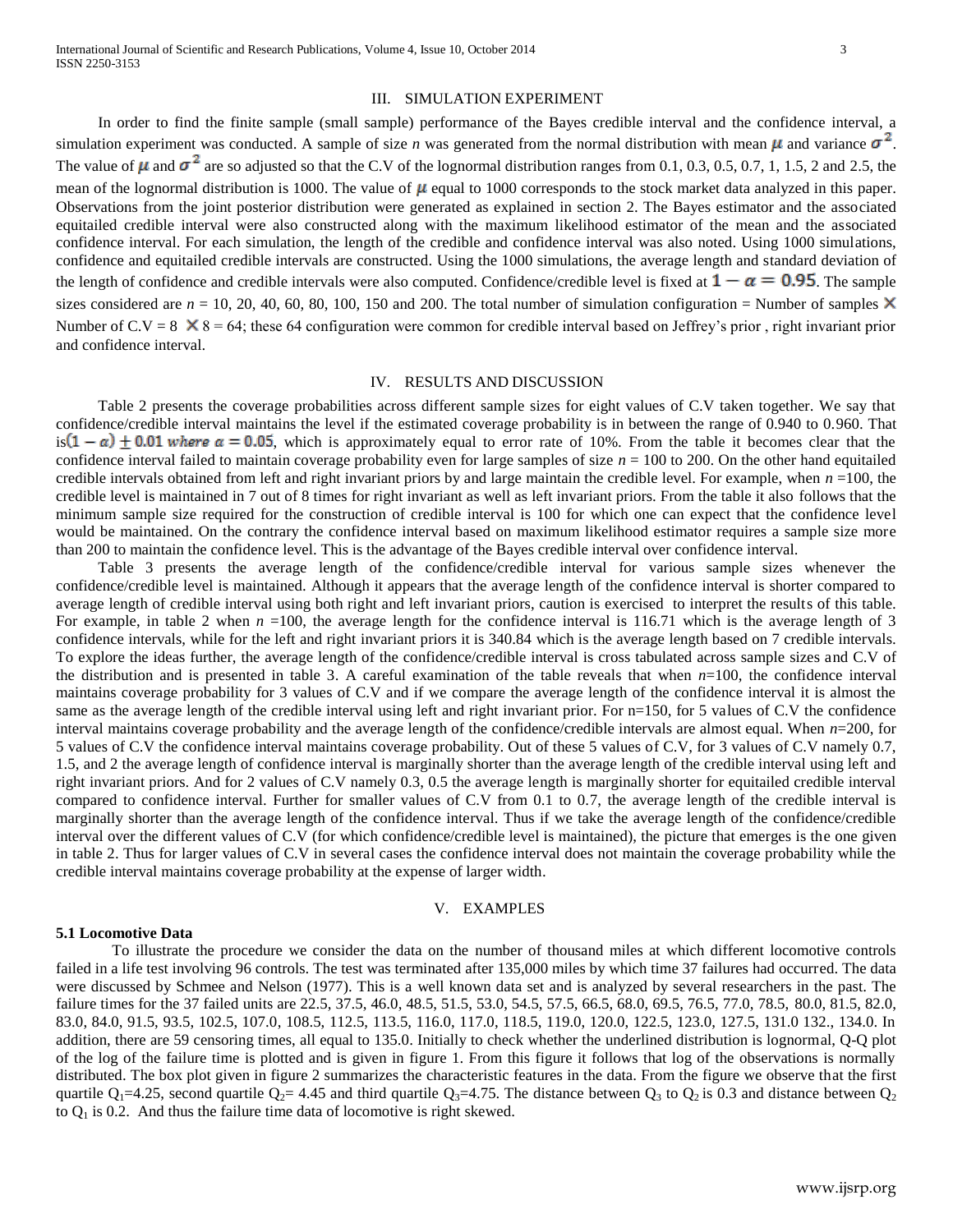## III. SIMULATION EXPERIMENT

In order to find the finite sample (small sample) performance of the Bayes credible interval and the confidence interval, a simulation experiment was conducted. A sample of size *n* was generated from the normal distribution with mean $\mu$ and variance $\sigma^2$. The value of $\mu$ and $\sigma^2$ are so adjusted so that the C.V of the lognormal distribution ranges from 0.1, 0.3, 0.5, 0.7, 1, 1.5, 2 and 2.5, the mean of the lognormal distribution is 1000. The value of $\mu$ equal to 1000 corresponds to the stock market data analyzed in this paper. Observations from the joint posterior distribution were generated as explained in section 2. The Bayes estimator and the associated equitailed credible interval were also constructed along with the maximum likelihood estimator of the mean and the associated confidence interval. For each simulation, the length of the credible and confidence interval was also noted. Using 1000 simulations, confidence and equitailed credible intervals are constructed. Using the 1000 simulations, the average length and standard deviation of the length of confidence and credible intervals were also computed. Confidence/credible level is fixed at $1-\alpha = 0.95$. The sample sizes considered are *n* = 10, 20, 40, 60, 80, 100, 150 and 200. The total number of simulation configuration = Number of samples $\times$ Number of C.V = 8 $\times$ 8 = 64; these 64 configuration were common for credible interval based on Jeffrey's prior , right invariant prior and confidence interval.

## IV. RESULTS AND DISCUSSION

Table 2 presents the coverage probabilities across different sample sizes for eight values of C.V taken together. We say that confidence/credible interval maintains the level if the estimated coverage probability is in between the range of 0.940 to 0.960. That is$(1-\alpha) \pm 0.01$ *where* $\alpha = 0.05$, which is approximately equal to error rate of 10%. From the table it becomes clear that the confidence interval failed to maintain coverage probability even for large samples of size *n* = 100 to 200. On the other hand equitailed credible intervals obtained from left and right invariant priors by and large maintain the credible level. For example, when *n* =100, the credible level is maintained in 7 out of 8 times for right invariant as well as left invariant priors. From the table it also follows that the minimum sample size required for the construction of credible interval is 100 for which one can expect that the confidence level would be maintained. On the contrary the confidence interval based on maximum likelihood estimator requires a sample size more than 200 to maintain the confidence level. This is the advantage of the Bayes credible interval over confidence interval.

Table 3 presents the average length of the confidence/credible interval for various sample sizes whenever the confidence/credible level is maintained. Although it appears that the average length of the confidence interval is shorter compared to average length of credible interval using both right and left invariant priors, caution is exercised to interpret the results of this table. For example, in table 2 when *n* =100, the average length for the confidence interval is 116.71 which is the average length of 3 confidence intervals, while for the left and right invariant priors it is 340.84 which is the average length based on 7 credible intervals. To explore the ideas further, the average length of the confidence/credible interval is cross tabulated across sample sizes and C.V of the distribution and is presented in table 3. A careful examination of the table reveals that when *n*=100, the confidence interval maintains coverage probability for 3 values of C.V and if we compare the average length of the confidence interval it is almost the same as the average length of the credible interval using left and right invariant prior. For n=150, for 5 values of C.V the confidence interval maintains coverage probability and the average length of the confidence/credible intervals are almost equal. When *n*=200, for 5 values of C.V the confidence interval maintains coverage probability. Out of these 5 values of C.V, for 3 values of C.V namely 0.7, 1.5, and 2 the average length of confidence interval is marginally shorter than the average length of the credible interval using left and right invariant priors. And for 2 values of C.V namely 0.3, 0.5 the average length is marginally shorter for equitailed credible interval compared to confidence interval. Further for smaller values of C.V from 0.1 to 0.7, the average length of the credible interval is marginally shorter than the average length of the confidence interval. Thus if we take the average length of the confidence/credible interval over the different values of C.V (for which confidence/credible level is maintained), the picture that emerges is the one given in table 2. Thus for larger values of C.V in several cases the confidence interval does not maintain the coverage probability while the credible interval maintains coverage probability at the expense of larger width.

## V. EXAMPLES

### 5.1 Locomotive Data

To illustrate the procedure we consider the data on the number of thousand miles at which different locomotive controls failed in a life test involving 96 controls. The test was terminated after 135,000 miles by which time 37 failures had occurred. The data were discussed by Schmee and Nelson (1977). This is a well known data set and is analyzed by several researchers in the past. The failure times for the 37 failed units are 22.5, 37.5, 46.0, 48.5, 51.5, 53.0, 54.5, 57.5, 66.5, 68.0, 69.5, 76.5, 77.0, 78.5, 80.0, 81.5, 82.0, 83.0, 84.0, 91.5, 93.5, 102.5, 107.0, 108.5, 112.5, 113.5, 116.0, 117.0, 118.5, 119.0, 120.0, 122.5, 123.0, 127.5, 131.0 132., 134.0. In addition, there are 59 censoring times, all equal to 135.0. Initially to check whether the underlined distribution is lognormal, Q-Q plot of the log of the failure time is plotted and is given in figure 1. From this figure it follows that log of the observations is normally distributed. The box plot given in figure 2 summarizes the characteristic features in the data. From the figure we observe that the first quartile $Q_1$=4.25, second quartile $Q_2$= 4.45 and third quartile $Q_3$=4.75. The distance between $Q_3$ to $Q_2$ is 0.3 and distance between $Q_2$ to $Q_1$ is 0.2. And thus the failure time data of locomotive is right skewed.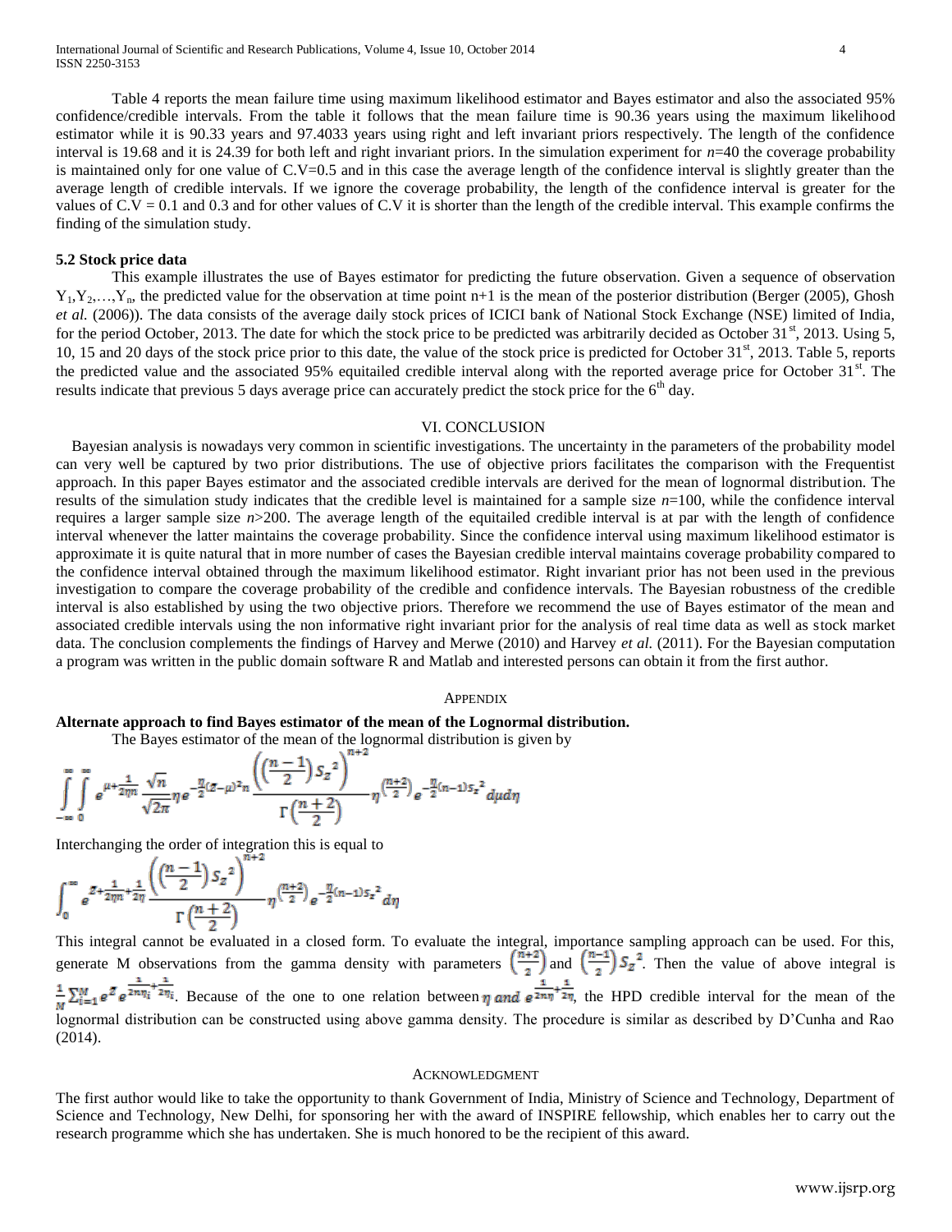Table 4 reports the mean failure time using maximum likelihood estimator and Bayes estimator and also the associated 95% confidence/credible intervals. From the table it follows that the mean failure time is 90.36 years using the maximum likelihood estimator while it is 90.33 years and 97.4033 years using right and left invariant priors respectively. The length of the confidence interval is 19.68 and it is 24.39 for both left and right invariant priors. In the simulation experiment for $n$=40 the coverage probability is maintained only for one value of C.V=0.5 and in this case the average length of the confidence interval is slightly greater than the average length of credible intervals. If we ignore the coverage probability, the length of the confidence interval is greater for the values of C.V = 0.1 and 0.3 and for other values of C.V it is shorter than the length of the credible interval. This example confirms the finding of the simulation study.

### 5.2 Stock price data

This example illustrates the use of Bayes estimator for predicting the future observation. Given a sequence of observation $Y_1, Y_2, \ldots, Y_n$, the predicted value for the observation at time point n+1 is the mean of the posterior distribution (Berger (2005), Ghosh *et al.* (2006)). The data consists of the average daily stock prices of ICICI bank of National Stock Exchange (NSE) limited of India, for the period October, 2013. The date for which the stock price to be predicted was arbitrarily decided as October 31st, 2013. Using 5, 10, 15 and 20 days of the stock price prior to this date, the value of the stock price is predicted for October 31st, 2013. Table 5, reports the predicted value and the associated 95% equitailed credible interval along with the reported average price for October 31st. The results indicate that previous 5 days average price can accurately predict the stock price for the 6th day.

## VI. CONCLUSION

Bayesian analysis is nowadays very common in scientific investigations. The uncertainty in the parameters of the probability model can very well be captured by two prior distributions. The use of objective priors facilitates the comparison with the Frequentist approach. In this paper Bayes estimator and the associated credible intervals are derived for the mean of lognormal distribution. The results of the simulation study indicates that the credible level is maintained for a sample size $n$=100, while the confidence interval requires a larger sample size $n$>200. The average length of the equitailed credible interval is at par with the length of confidence interval whenever the latter maintains the coverage probability. Since the confidence interval using maximum likelihood estimator is approximate it is quite natural that in more number of cases the Bayesian credible interval maintains coverage probability compared to the confidence interval obtained through the maximum likelihood estimator. Right invariant prior has not been used in the previous investigation to compare the coverage probability of the credible and confidence intervals. The Bayesian robustness of the credible interval is also established by using the two objective priors. Therefore we recommend the use of Bayes estimator of the mean and associated credible intervals using the non informative right invariant prior for the analysis of real time data as well as stock market data. The conclusion complements the findings of Harvey and Merwe (2010) and Harvey *et al.* (2011). For the Bayesian computation a program was written in the public domain software R and Matlab and interested persons can obtain it from the first author.

## APPENDIX

**Alternate approach to find Bayes estimator of the mean of the Lognormal distribution.**

The Bayes estimator of the mean of the lognormal distribution is given by

$$\int_{-\infty}^{\infty}\int_{0}^{\infty} e^{\mu+\frac{1}{2\eta n}} \frac{\sqrt{n}}{\sqrt{2\pi}}\eta e^{-\frac{\eta}{2}(\bar{z}-\mu)^2 n} \frac{\left(\left(\frac{n-1}{2}\right)S_z{}^2\right)^{n+2}}{\Gamma\left(\frac{n+2}{2}\right)}\eta^{\left(\frac{n+2}{2}\right)} e^{-\frac{\eta}{2}(n-1)S_z{}^2}\, d\mu\, d\eta$$

Interchanging the order of integration this is equal to

$$\int_{0}^{\infty} e^{\bar{z}+\frac{1}{2\eta n}+\frac{1}{2\eta}} \frac{\left(\left(\frac{n-1}{2}\right)S_z{}^2\right)^{n+2}}{\Gamma\left(\frac{n+2}{2}\right)}\eta^{\left(\frac{n+2}{2}\right)} e^{-\frac{\eta}{2}(n-1)S_z{}^2}\, d\eta$$

This integral cannot be evaluated in a closed form. To evaluate the integral, importance sampling approach can be used. For this, generate M observations from the gamma density with parameters $\left(\frac{n+2}{2}\right)$ and $\left(\frac{n-1}{2}\right)S_z{}^2$. Then the value of above integral is $\frac{1}{M}\sum_{i=1}^{M} e^{\bar{z}} e^{\frac{1}{2n\eta_i}+\frac{1}{2\eta_i}}$. Because of the one to one relation between $\eta$ and $e^{\frac{1}{2n\eta}+\frac{1}{2\eta}}$, the HPD credible interval for the mean of the lognormal distribution can be constructed using above gamma density. The procedure is similar as described by D'Cunha and Rao (2014).

## ACKNOWLEDGMENT

The first author would like to take the opportunity to thank Government of India, Ministry of Science and Technology, Department of Science and Technology, New Delhi, for sponsoring her with the award of INSPIRE fellowship, which enables her to carry out the research programme which she has undertaken. She is much honored to be the recipient of this award.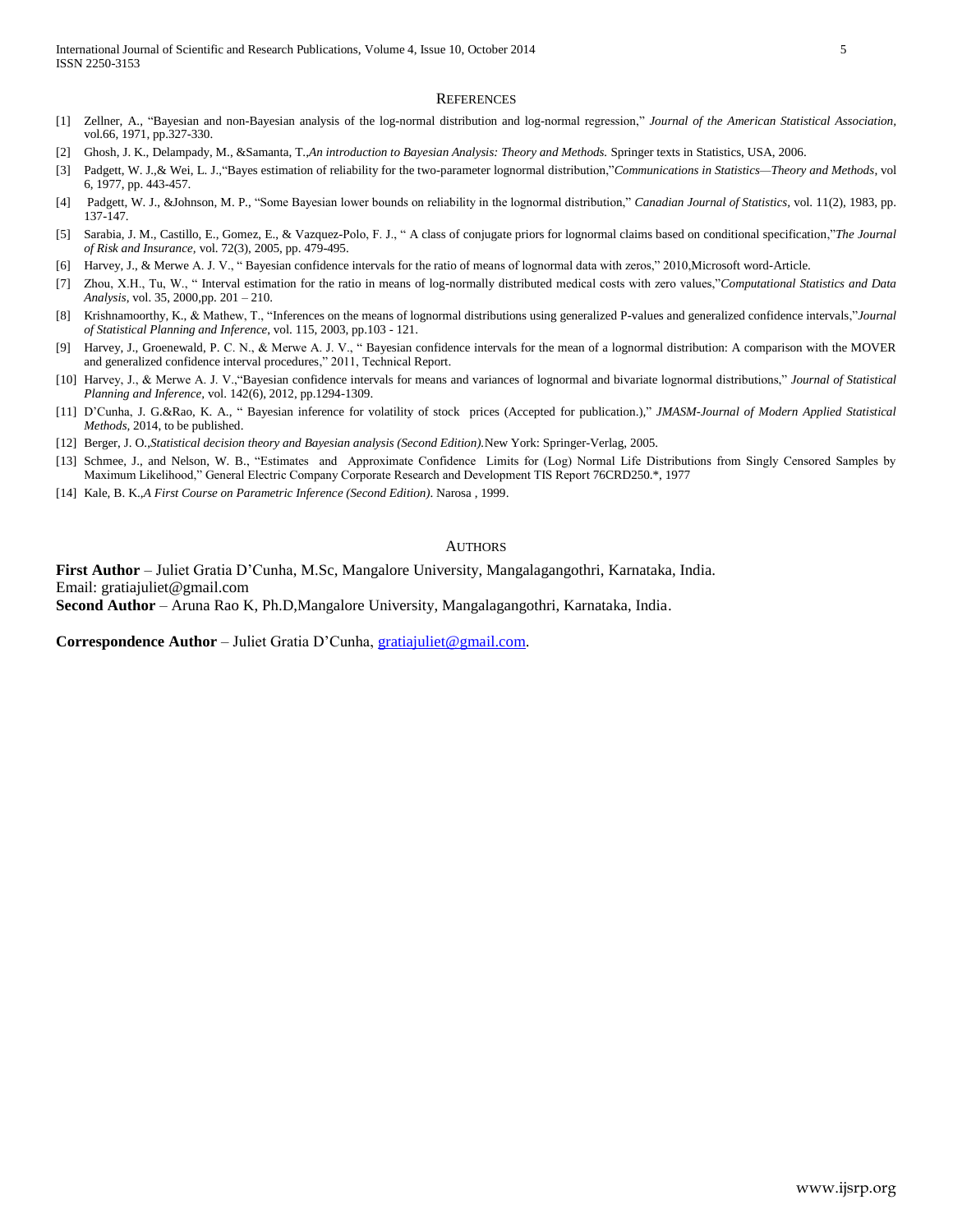## REFERENCES

[1] Zellner, A., "Bayesian and non-Bayesian analysis of the log-normal distribution and log-normal regression," *Journal of the American Statistical Association*, vol.66, 1971, pp.327-330.

[2] Ghosh, J. K., Delampady, M., &Samanta, T.,*An introduction to Bayesian Analysis: Theory and Methods.* Springer texts in Statistics, USA, 2006.

[3] Padgett, W. J.,& Wei, L. J.,"Bayes estimation of reliability for the two-parameter lognormal distribution,"*Communications in Statistics—Theory and Methods*, vol 6, 1977, pp. 443-457.

[4] Padgett, W. J., &Johnson, M. P., "Some Bayesian lower bounds on reliability in the lognormal distribution," *Canadian Journal of Statistics*, vol. 11(2), 1983, pp. 137-147.

[5] Sarabia, J. M., Castillo, E., Gomez, E., & Vazquez-Polo, F. J., " A class of conjugate priors for lognormal claims based on conditional specification,"*The Journal of Risk and Insurance*, vol. 72(3), 2005, pp. 479-495.

[6] Harvey, J., & Merwe A. J. V., " Bayesian confidence intervals for the ratio of means of lognormal data with zeros," 2010,Microsoft word-Article.

[7] Zhou, X.H., Tu, W., " Interval estimation for the ratio in means of log-normally distributed medical costs with zero values,"*Computational Statistics and Data Analysis*, vol. 35, 2000,pp. 201 – 210.

[8] Krishnamoorthy, K., & Mathew, T., "Inferences on the means of lognormal distributions using generalized P-values and generalized confidence intervals,"*Journal of Statistical Planning and Inference*, vol. 115, 2003, pp.103 - 121.

[9] Harvey, J., Groenewald, P. C. N., & Merwe A. J. V., " Bayesian confidence intervals for the mean of a lognormal distribution: A comparison with the MOVER and generalized confidence interval procedures," 2011, Technical Report.

[10] Harvey, J., & Merwe A. J. V.,"Bayesian confidence intervals for means and variances of lognormal and bivariate lognormal distributions," *Journal of Statistical Planning and Inference*, vol. 142(6), 2012, pp.1294-1309.

[11] D'Cunha, J. G.&Rao, K. A., " Bayesian inference for volatility of stock prices (Accepted for publication.)," *JMASM-Journal of Modern Applied Statistical Methods*, 2014, to be published.

[12] Berger, J. O.,*Statistical decision theory and Bayesian analysis (Second Edition).*New York: Springer-Verlag, 2005.

[13] Schmee, J., and Nelson, W. B., "Estimates and Approximate Confidence Limits for (Log) Normal Life Distributions from Singly Censored Samples by Maximum Likelihood," General Electric Company Corporate Research and Development TIS Report 76CRD250.*, 1977

[14] Kale, B. K.,*A First Course on Parametric Inference (Second Edition)*. Narosa , 1999.

## AUTHORS

**First Author** – Juliet Gratia D'Cunha, M.Sc, Mangalore University, Mangalagangothri, Karnataka, India.
Email: gratiajuliet@gmail.com

**Second Author** – Aruna Rao K, Ph.D,Mangalore University, Mangalagangothri, Karnataka, India.

**Correspondence Author** – Juliet Gratia D'Cunha, gratiajuliet@gmail.com.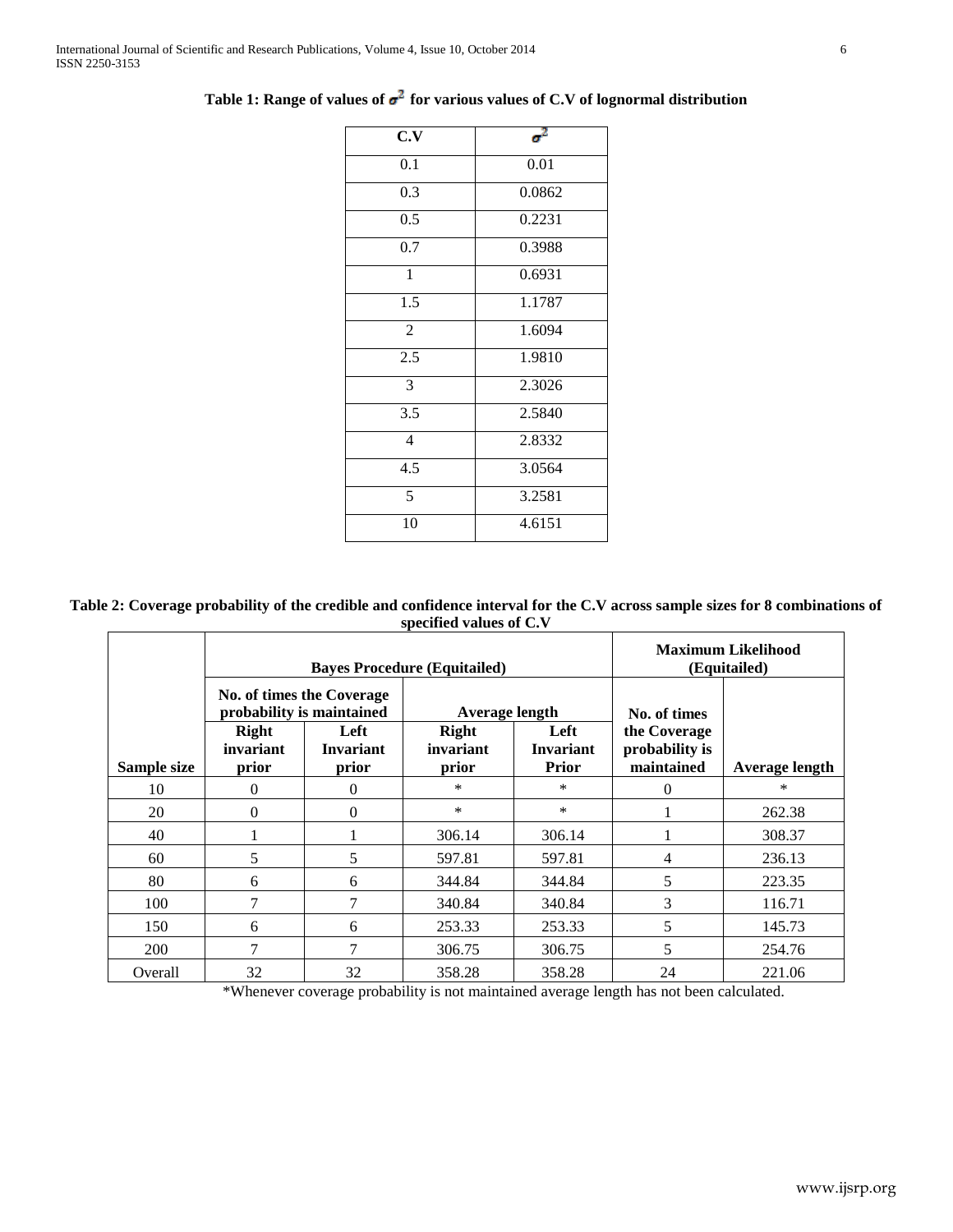**Table 1: Range of values of $\sigma^2$ for various values of C.V of lognormal distribution**

| C.V | $\sigma^2$ |
|---|---|
| 0.1 | 0.01 |
| 0.3 | 0.0862 |
| 0.5 | 0.2231 |
| 0.7 | 0.3988 |
| 1 | 0.6931 |
| 1.5 | 1.1787 |
| 2 | 1.6094 |
| 2.5 | 1.9810 |
| 3 | 2.3026 |
| 3.5 | 2.5840 |
| 4 | 2.8332 |
| 4.5 | 3.0564 |
| 5 | 3.2581 |
| 10 | 4.6151 |

**Table 2: Coverage probability of the credible and confidence interval for the C.V across sample sizes for 8 combinations of specified values of C.V**

| | Bayes Procedure (Equitailed) | | | | Maximum Likelihood (Equitailed) | |
|---|---|---|---|---|---|---|
| | No. of times the Coverage probability is maintained | | Average length | | | |
| Sample size | Right invariant prior | Left Invariant prior | Right invariant prior | Left Invariant Prior | No. of times the Coverage probability is maintained | Average length |
| 10 | 0 | 0 | * | * | 0 | * |
| 20 | 0 | 0 | * | * | 1 | 262.38 |
| 40 | 1 | 1 | 306.14 | 306.14 | 1 | 308.37 |
| 60 | 5 | 5 | 597.81 | 597.81 | 4 | 236.13 |
| 80 | 6 | 6 | 344.84 | 344.84 | 5 | 223.35 |
| 100 | 7 | 7 | 340.84 | 340.84 | 3 | 116.71 |
| 150 | 6 | 6 | 253.33 | 253.33 | 5 | 145.73 |
| 200 | 7 | 7 | 306.75 | 306.75 | 5 | 254.76 |
| Overall | 32 | 32 | 358.28 | 358.28 | 24 | 221.06 |

*Whenever coverage probability is not maintained average length has not been calculated.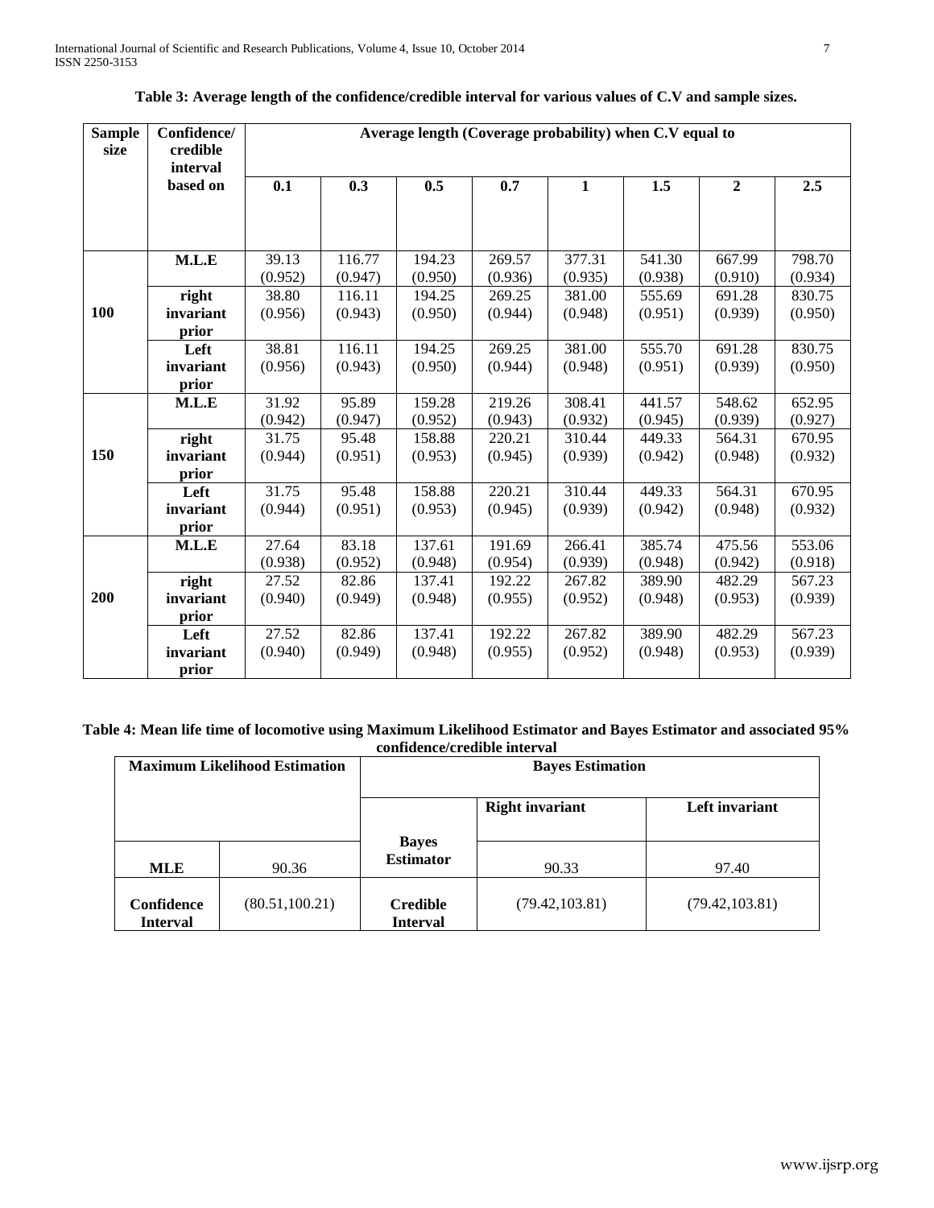**Table 3: Average length of the confidence/credible interval for various values of C.V and sample sizes.**

| Sample size | Confidence/ credible interval based on | Average length (Coverage probability) when C.V equal to | | | | | | | |
|---|---|---|---|---|---|---|---|---|---|
| | | 0.1 | 0.3 | 0.5 | 0.7 | 1 | 1.5 | 2 | 2.5 |
| 100 | M.L.E | 39.13 (0.952) | 116.77 (0.947) | 194.23 (0.950) | 269.57 (0.936) | 377.31 (0.935) | 541.30 (0.938) | 667.99 (0.910) | 798.70 (0.934) |
| | right invariant prior | 38.80 (0.956) | 116.11 (0.943) | 194.25 (0.950) | 269.25 (0.944) | 381.00 (0.948) | 555.69 (0.951) | 691.28 (0.939) | 830.75 (0.950) |
| | Left invariant prior | 38.81 (0.956) | 116.11 (0.943) | 194.25 (0.950) | 269.25 (0.944) | 381.00 (0.948) | 555.70 (0.951) | 691.28 (0.939) | 830.75 (0.950) |
| 150 | M.L.E | 31.92 (0.942) | 95.89 (0.947) | 159.28 (0.952) | 219.26 (0.943) | 308.41 (0.932) | 441.57 (0.945) | 548.62 (0.939) | 652.95 (0.927) |
| | right invariant prior | 31.75 (0.944) | 95.48 (0.951) | 158.88 (0.953) | 220.21 (0.945) | 310.44 (0.939) | 449.33 (0.942) | 564.31 (0.948) | 670.95 (0.932) |
| | Left invariant prior | 31.75 (0.944) | 95.48 (0.951) | 158.88 (0.953) | 220.21 (0.945) | 310.44 (0.939) | 449.33 (0.942) | 564.31 (0.948) | 670.95 (0.932) |
| 200 | M.L.E | 27.64 (0.938) | 83.18 (0.952) | 137.61 (0.948) | 191.69 (0.954) | 266.41 (0.939) | 385.74 (0.948) | 475.56 (0.942) | 553.06 (0.918) |
| | right invariant prior | 27.52 (0.940) | 82.86 (0.949) | 137.41 (0.948) | 192.22 (0.955) | 267.82 (0.952) | 389.90 (0.948) | 482.29 (0.953) | 567.23 (0.939) |
| | Left invariant prior | 27.52 (0.940) | 82.86 (0.949) | 137.41 (0.948) | 192.22 (0.955) | 267.82 (0.952) | 389.90 (0.948) | 482.29 (0.953) | 567.23 (0.939) |

**Table 4: Mean life time of locomotive using Maximum Likelihood Estimator and Bayes Estimator and associated 95% confidence/credible interval**

| Maximum Likelihood Estimation | | Bayes Estimation | | |
|---|---|---|---|---|
| | | | Right invariant | Left invariant |
| MLE | 90.36 | Bayes Estimator | 90.33 | 97.40 |
| Confidence Interval | (80.51,100.21) | Credible Interval | (79.42,103.81) | (79.42,103.81) |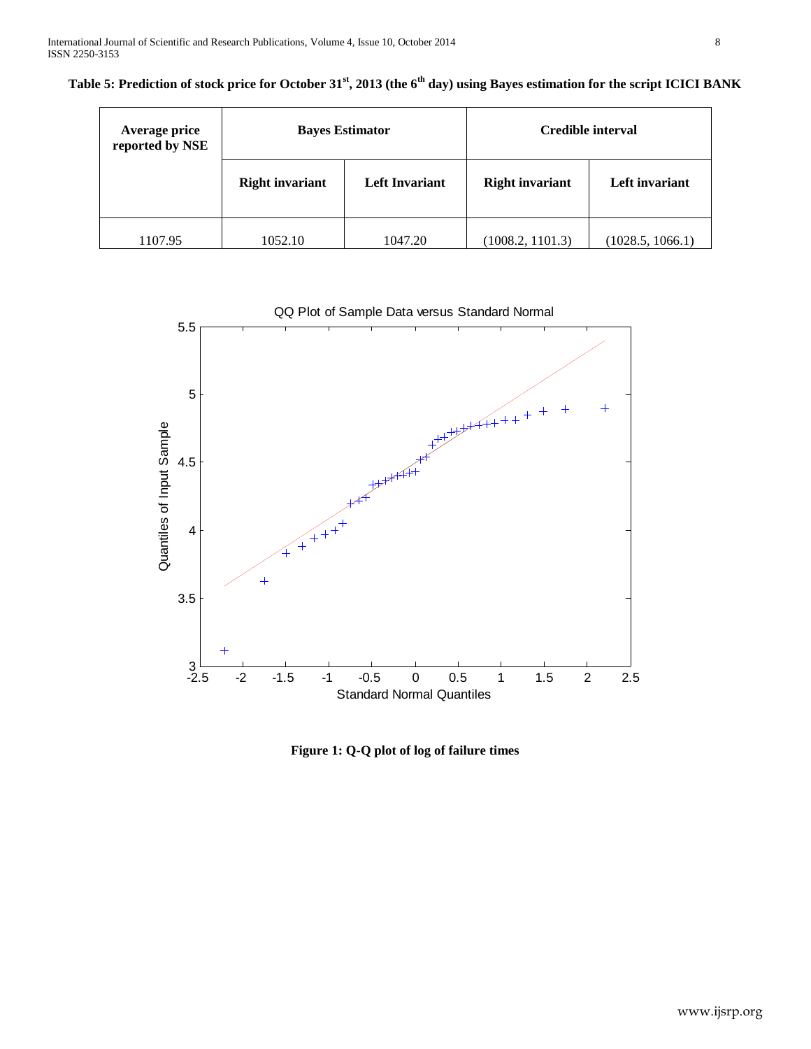**Table 5: Prediction of stock price for October 31st, 2013 (the 6th day) using Bayes estimation for the script ICICI BANK**

| Average price reported by NSE | Bayes Estimator | | Credible interval | |
|---|---|---|---|---|
| | Right invariant | Left Invariant | Right invariant | Left invariant |
| 1107.95 | 1052.10 | 1047.20 | (1008.2, 1101.3) | (1028.5, 1066.1) |

QQ Plot of Sample Data versus Standard Normal

Quantiles of Input Sample

5.5
5
4.5
4
3.5
3

Standard Normal Quantiles

-2.5 -2 -1.5 -1 -0.5 0 0.5 1 1.5 2 2.5

**Figure 1: Q-Q plot of log of failure times**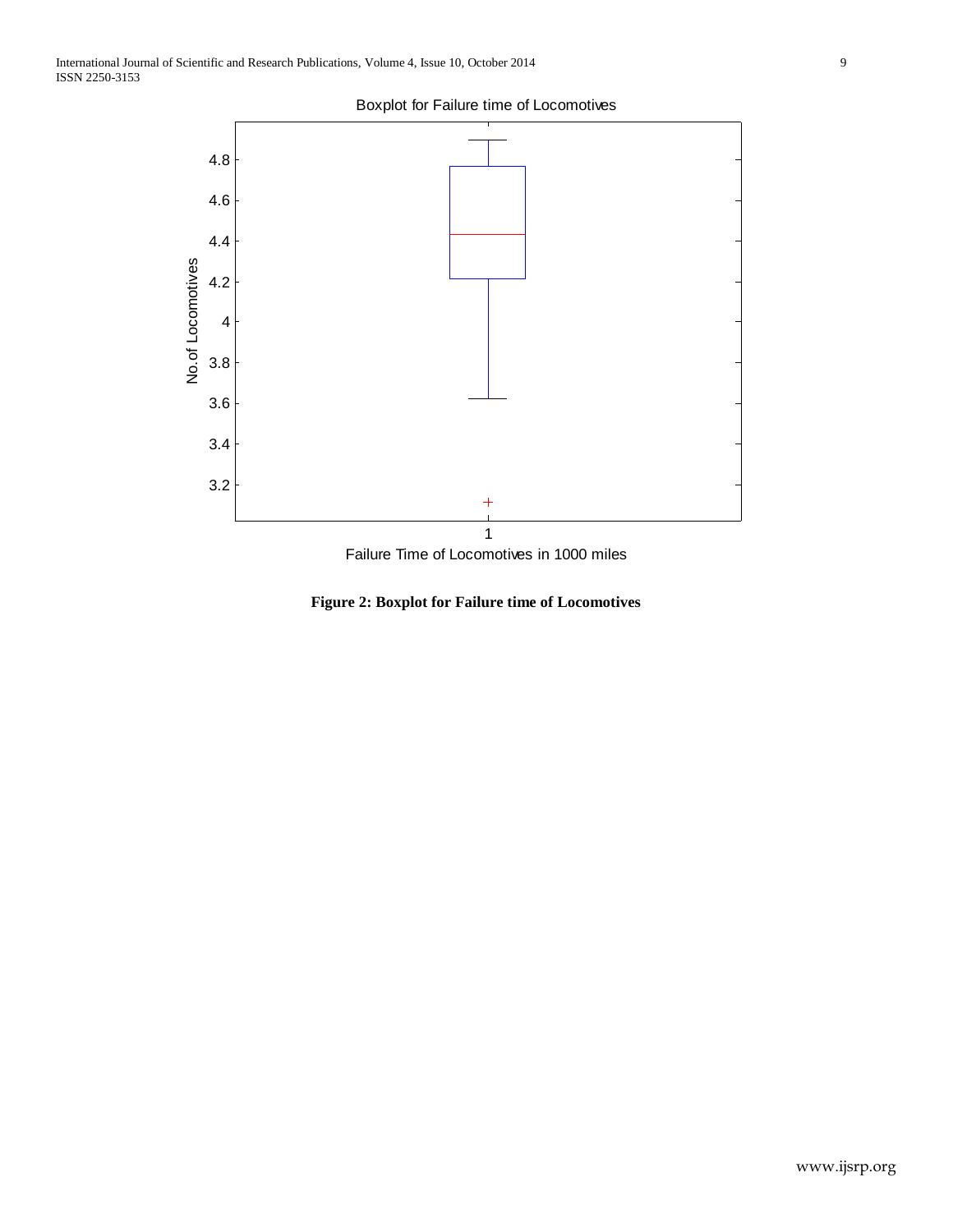Boxplot for Failure time of Locomotives

No.of Locomotives

4.8
4.6
4.4
4.2
4
3.8
3.6
3.4
3.2

1

Failure Time of Locomotives in 1000 miles

**Figure 2: Boxplot for Failure time of Locomotives**